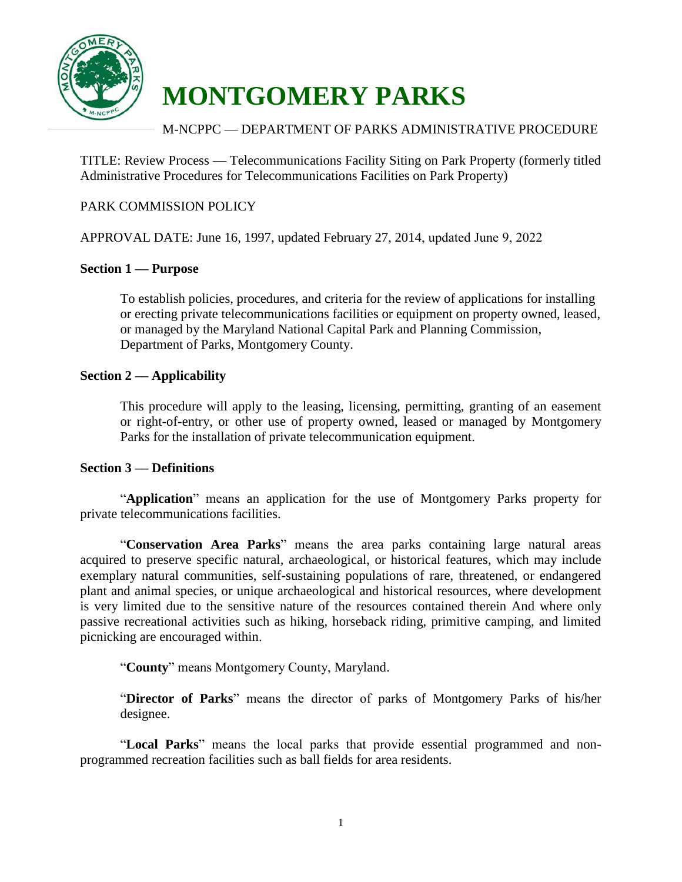# MONTGOMERY PARKS

M-NCPPC — DEPARTMENT OF PARKS ADMINISTRATIVE PROCEDURE

TITLE: Review Process — Telecommunications Facility Siting on Park Property (formerly titled Administrative Procedures for Telecommunications Facilities on Park Property)

PARK COMMISSION POLICY

APPROVAL DATE: June 16, 1997, updated February 27, 2014, updated June 9, 2022

**Section 1 — Purpose**

To establish policies, procedures, and criteria for the review of applications for installing or erecting private telecommunications facilities or equipment on property owned, leased, or managed by the Maryland National Capital Park and Planning Commission, Department of Parks, Montgomery County.

**Section 2 — Applicability**

This procedure will apply to the leasing, licensing, permitting, granting of an easement or right-of-entry, or other use of property owned, leased or managed by Montgomery Parks for the installation of private telecommunication equipment.

**Section 3 — Definitions**

"**Application**" means an application for the use of Montgomery Parks property for private telecommunications facilities.

"**Conservation Area Parks**" means the area parks containing large natural areas acquired to preserve specific natural, archaeological, or historical features, which may include exemplary natural communities, self-sustaining populations of rare, threatened, or endangered plant and animal species, or unique archaeological and historical resources, where development is very limited due to the sensitive nature of the resources contained therein And where only passive recreational activities such as hiking, horseback riding, primitive camping, and limited picnicking are encouraged within.

"**County**" means Montgomery County, Maryland.

"**Director of Parks**" means the director of parks of Montgomery Parks of his/her designee.

"**Local Parks**" means the local parks that provide essential programmed and non-programmed recreation facilities such as ball fields for area residents.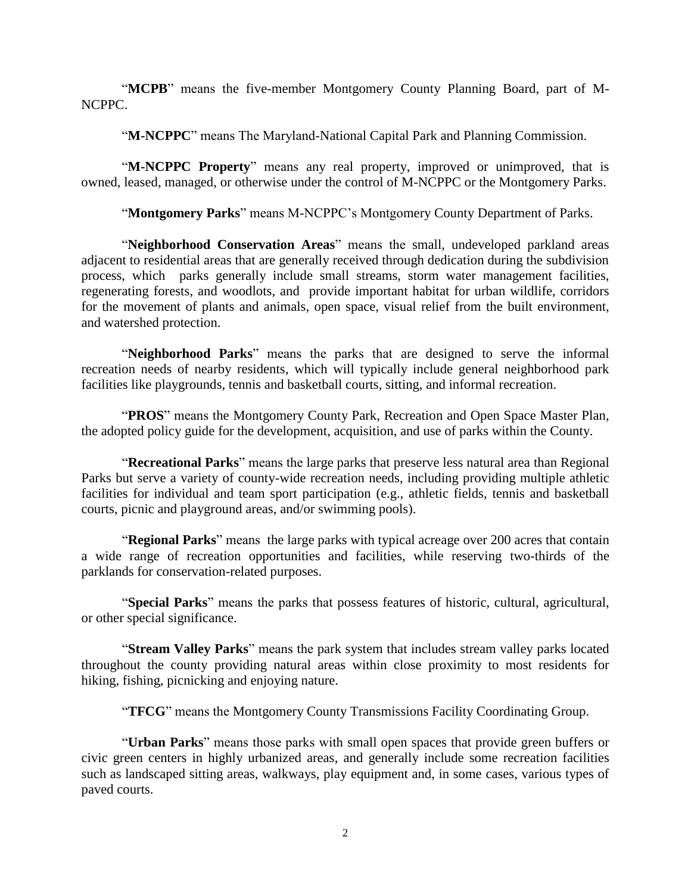"**MCPB**" means the five-member Montgomery County Planning Board, part of M-NCPPC.

"**M-NCPPC**" means The Maryland-National Capital Park and Planning Commission.

"**M-NCPPC Property**" means any real property, improved or unimproved, that is owned, leased, managed, or otherwise under the control of M-NCPPC or the Montgomery Parks.

"**Montgomery Parks**" means M-NCPPC's Montgomery County Department of Parks.

"**Neighborhood Conservation Areas**" means the small, undeveloped parkland areas adjacent to residential areas that are generally received through dedication during the subdivision process, which parks generally include small streams, storm water management facilities, regenerating forests, and woodlots, and provide important habitat for urban wildlife, corridors for the movement of plants and animals, open space, visual relief from the built environment, and watershed protection.

"**Neighborhood Parks**" means the parks that are designed to serve the informal recreation needs of nearby residents, which will typically include general neighborhood park facilities like playgrounds, tennis and basketball courts, sitting, and informal recreation.

"**PROS**" means the Montgomery County Park, Recreation and Open Space Master Plan, the adopted policy guide for the development, acquisition, and use of parks within the County.

"**Recreational Parks**" means the large parks that preserve less natural area than Regional Parks but serve a variety of county-wide recreation needs, including providing multiple athletic facilities for individual and team sport participation (e.g., athletic fields, tennis and basketball courts, picnic and playground areas, and/or swimming pools).

"**Regional Parks**" means the large parks with typical acreage over 200 acres that contain a wide range of recreation opportunities and facilities, while reserving two-thirds of the parklands for conservation-related purposes.

"**Special Parks**" means the parks that possess features of historic, cultural, agricultural, or other special significance.

"**Stream Valley Parks**" means the park system that includes stream valley parks located throughout the county providing natural areas within close proximity to most residents for hiking, fishing, picnicking and enjoying nature.

"**TFCG**" means the Montgomery County Transmissions Facility Coordinating Group.

"**Urban Parks**" means those parks with small open spaces that provide green buffers or civic green centers in highly urbanized areas, and generally include some recreation facilities such as landscaped sitting areas, walkways, play equipment and, in some cases, various types of paved courts.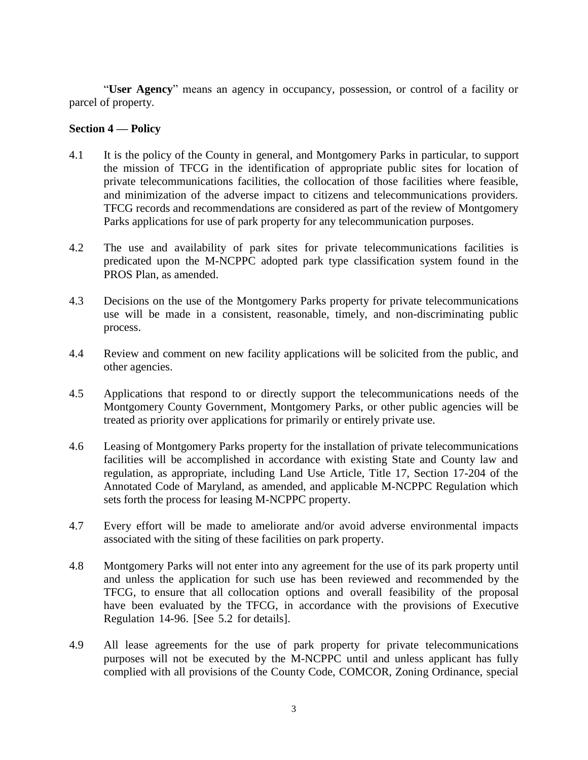"**User Agency**" means an agency in occupancy, possession, or control of a facility or parcel of property.

**Section 4 — Policy**

4.1 It is the policy of the County in general, and Montgomery Parks in particular, to support the mission of TFCG in the identification of appropriate public sites for location of private telecommunications facilities, the collocation of those facilities where feasible, and minimization of the adverse impact to citizens and telecommunications providers. TFCG records and recommendations are considered as part of the review of Montgomery Parks applications for use of park property for any telecommunication purposes.

4.2 The use and availability of park sites for private telecommunications facilities is predicated upon the M-NCPPC adopted park type classification system found in the PROS Plan, as amended.

4.3 Decisions on the use of the Montgomery Parks property for private telecommunications use will be made in a consistent, reasonable, timely, and non-discriminating public process.

4.4 Review and comment on new facility applications will be solicited from the public, and other agencies.

4.5 Applications that respond to or directly support the telecommunications needs of the Montgomery County Government, Montgomery Parks, or other public agencies will be treated as priority over applications for primarily or entirely private use.

4.6 Leasing of Montgomery Parks property for the installation of private telecommunications facilities will be accomplished in accordance with existing State and County law and regulation, as appropriate, including Land Use Article, Title 17, Section 17-204 of the Annotated Code of Maryland, as amended, and applicable M-NCPPC Regulation which sets forth the process for leasing M-NCPPC property.

4.7 Every effort will be made to ameliorate and/or avoid adverse environmental impacts associated with the siting of these facilities on park property.

4.8 Montgomery Parks will not enter into any agreement for the use of its park property until and unless the application for such use has been reviewed and recommended by the TFCG, to ensure that all collocation options and overall feasibility of the proposal have been evaluated by the TFCG, in accordance with the provisions of Executive Regulation 14-96. [See 5.2 for details].

4.9 All lease agreements for the use of park property for private telecommunications purposes will not be executed by the M-NCPPC until and unless applicant has fully complied with all provisions of the County Code, COMCOR, Zoning Ordinance, special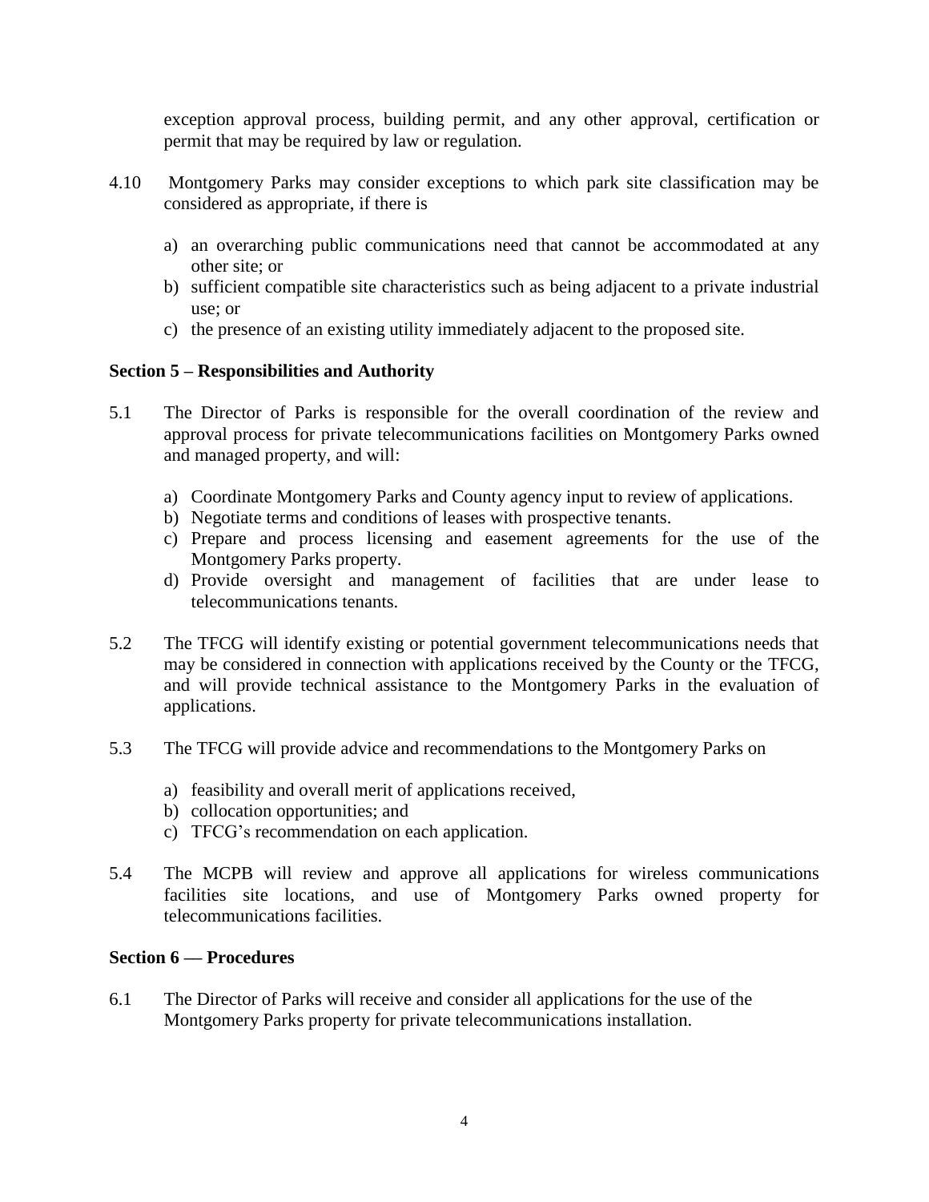exception approval process, building permit, and any other approval, certification or permit that may be required by law or regulation.

4.10 Montgomery Parks may consider exceptions to which park site classification may be considered as appropriate, if there is

a) an overarching public communications need that cannot be accommodated at any other site; or
b) sufficient compatible site characteristics such as being adjacent to a private industrial use; or
c) the presence of an existing utility immediately adjacent to the proposed site.

**Section 5 – Responsibilities and Authority**

5.1 The Director of Parks is responsible for the overall coordination of the review and approval process for private telecommunications facilities on Montgomery Parks owned and managed property, and will:

a) Coordinate Montgomery Parks and County agency input to review of applications.
b) Negotiate terms and conditions of leases with prospective tenants.
c) Prepare and process licensing and easement agreements for the use of the Montgomery Parks property.
d) Provide oversight and management of facilities that are under lease to telecommunications tenants.

5.2 The TFCG will identify existing or potential government telecommunications needs that may be considered in connection with applications received by the County or the TFCG, and will provide technical assistance to the Montgomery Parks in the evaluation of applications.

5.3 The TFCG will provide advice and recommendations to the Montgomery Parks on

a) feasibility and overall merit of applications received,
b) collocation opportunities; and
c) TFCG's recommendation on each application.

5.4 The MCPB will review and approve all applications for wireless communications facilities site locations, and use of Montgomery Parks owned property for telecommunications facilities.

**Section 6 — Procedures**

6.1 The Director of Parks will receive and consider all applications for the use of the Montgomery Parks property for private telecommunications installation.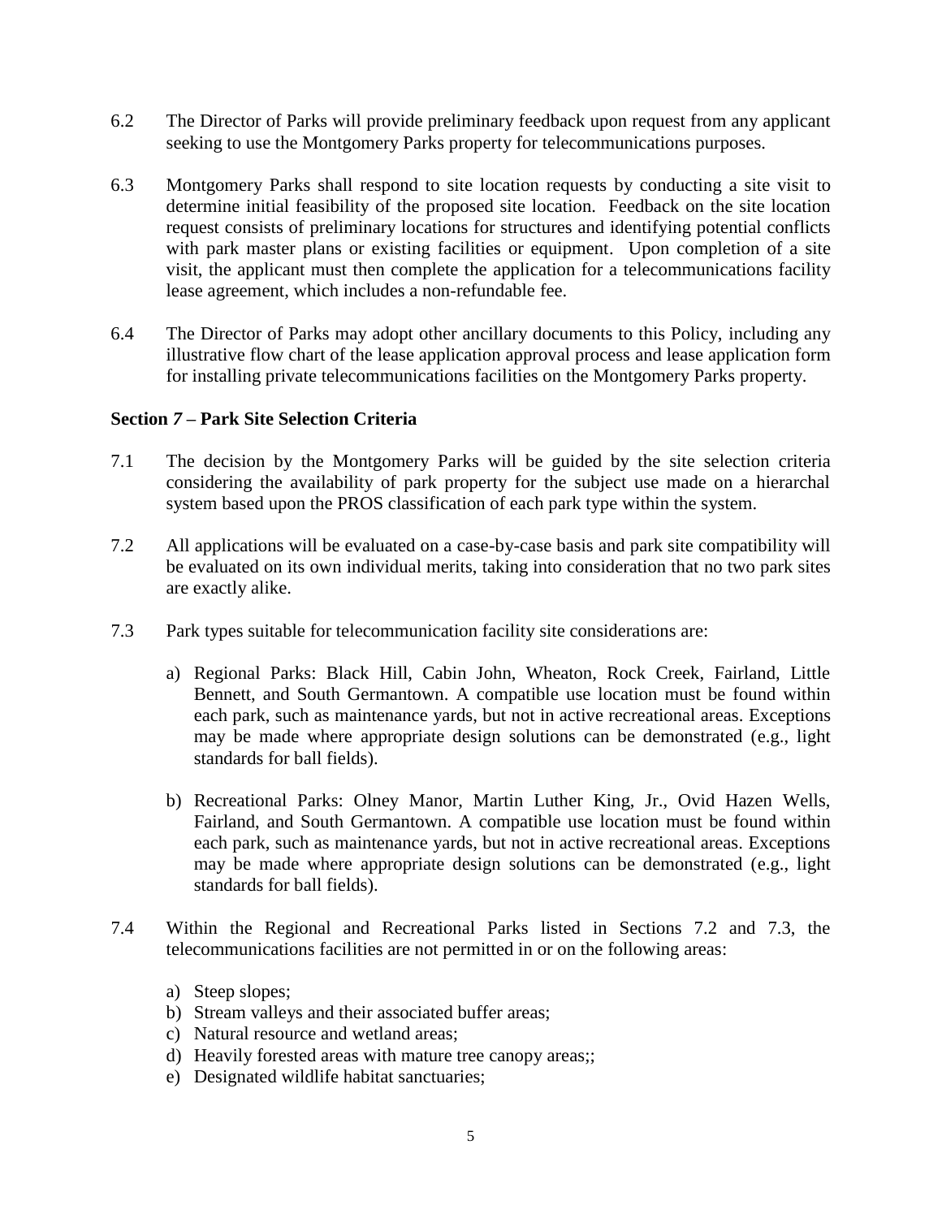6.2 The Director of Parks will provide preliminary feedback upon request from any applicant seeking to use the Montgomery Parks property for telecommunications purposes.

6.3 Montgomery Parks shall respond to site location requests by conducting a site visit to determine initial feasibility of the proposed site location. Feedback on the site location request consists of preliminary locations for structures and identifying potential conflicts with park master plans or existing facilities or equipment. Upon completion of a site visit, the applicant must then complete the application for a telecommunications facility lease agreement, which includes a non-refundable fee.

6.4 The Director of Parks may adopt other ancillary documents to this Policy, including any illustrative flow chart of the lease application approval process and lease application form for installing private telecommunications facilities on the Montgomery Parks property.

**Section *7* – Park Site Selection Criteria**

7.1 The decision by the Montgomery Parks will be guided by the site selection criteria considering the availability of park property for the subject use made on a hierarchal system based upon the PROS classification of each park type within the system.

7.2 All applications will be evaluated on a case-by-case basis and park site compatibility will be evaluated on its own individual merits, taking into consideration that no two park sites are exactly alike.

7.3 Park types suitable for telecommunication facility site considerations are:

a) Regional Parks: Black Hill, Cabin John, Wheaton, Rock Creek, Fairland, Little Bennett, and South Germantown. A compatible use location must be found within each park, such as maintenance yards, but not in active recreational areas. Exceptions may be made where appropriate design solutions can be demonstrated (e.g., light standards for ball fields).

b) Recreational Parks: Olney Manor, Martin Luther King, Jr., Ovid Hazen Wells, Fairland, and South Germantown. A compatible use location must be found within each park, such as maintenance yards, but not in active recreational areas. Exceptions may be made where appropriate design solutions can be demonstrated (e.g., light standards for ball fields).

7.4 Within the Regional and Recreational Parks listed in Sections 7.2 and 7.3, the telecommunications facilities are not permitted in or on the following areas:

a) Steep slopes;
b) Stream valleys and their associated buffer areas;
c) Natural resource and wetland areas;
d) Heavily forested areas with mature tree canopy areas;;
e) Designated wildlife habitat sanctuaries;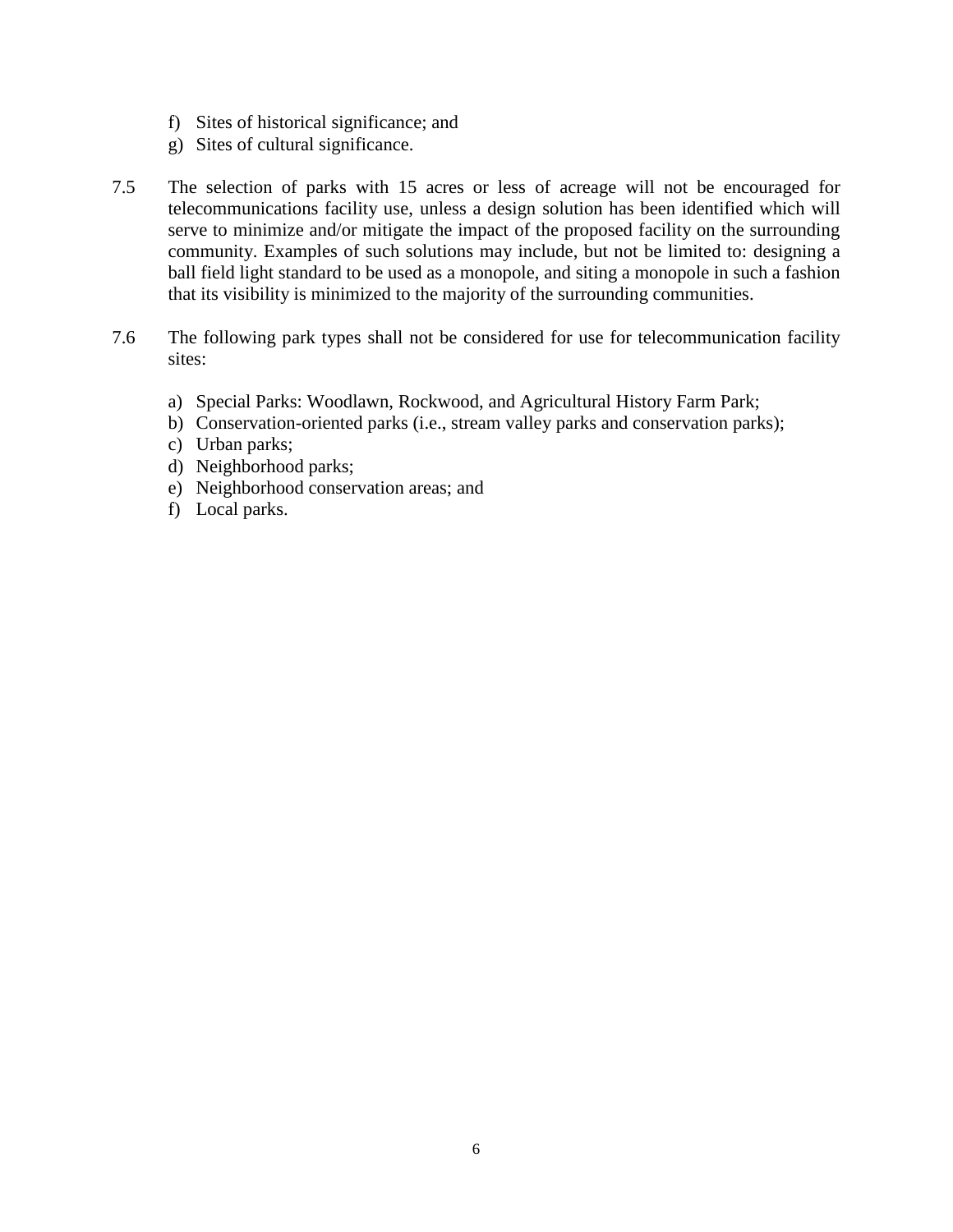f) Sites of historical significance; and
g) Sites of cultural significance.

7.5 The selection of parks with 15 acres or less of acreage will not be encouraged for telecommunications facility use, unless a design solution has been identified which will serve to minimize and/or mitigate the impact of the proposed facility on the surrounding community. Examples of such solutions may include, but not be limited to: designing a ball field light standard to be used as a monopole, and siting a monopole in such a fashion that its visibility is minimized to the majority of the surrounding communities.

7.6 The following park types shall not be considered for use for telecommunication facility sites:

a) Special Parks: Woodlawn, Rockwood, and Agricultural History Farm Park;
b) Conservation-oriented parks (i.e., stream valley parks and conservation parks);
c) Urban parks;
d) Neighborhood parks;
e) Neighborhood conservation areas; and
f) Local parks.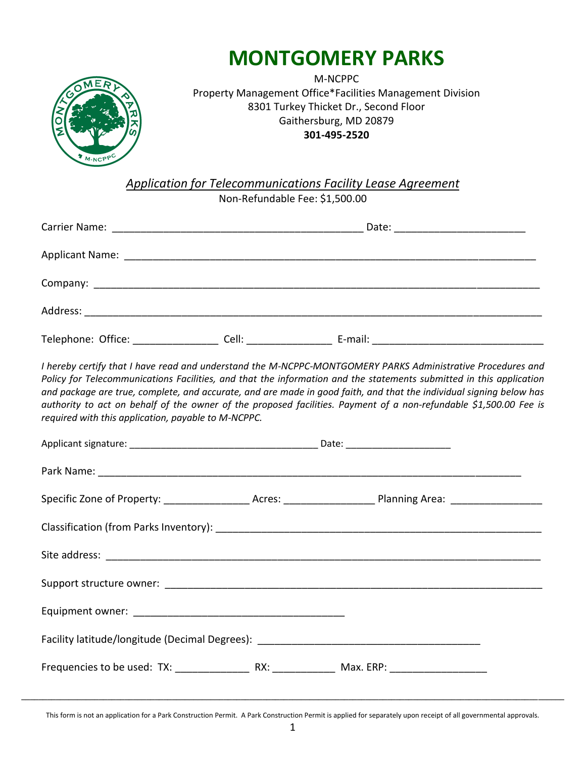# MONTGOMERY PARKS

M-NCPPC
Property Management Office*Facilities Management Division
8301 Turkey Thicket Dr., Second Floor
Gaithersburg, MD 20879
**301-495-2520**

## *Application for Telecommunications Facility Lease Agreement*

Non-Refundable Fee: $1,500.00

Carrier Name: ____________________________________________ Date: ______________________

Applicant Name: ________________________________________________________________________

Company: ___________________________________________________________________________

Address: ____________________________________________________________________________

Telephone: Office: _______________ Cell: _______________ E-mail: ______________________________

*I hereby certify that I have read and understand the M-NCPPC-MONTGOMERY PARKS Administrative Procedures and Policy for Telecommunications Facilities, and that the information and the statements submitted in this application and package are true, complete, and accurate, and are made in good faith, and that the individual signing below has authority to act on behalf of the owner of the proposed facilities. Payment of a non-refundable $1,500.00 Fee is required with this application, payable to M-NCPPC.*

Applicant signature: ___________________________________ Date: ___________________

Park Name: ___________________________________________________________________________

Specific Zone of Property: _______________ Acres: ________________ Planning Area: ________________

Classification (from Parks Inventory): ______________________________________________________

Site address: __________________________________________________________________________

Support structure owner: ________________________________________________________________

Equipment owner: _____________________________________

Facility latitude/longitude (Decimal Degrees): _______________________________________

Frequencies to be used: TX: _____________ RX: ___________ Max. ERP: _________________

This form is not an application for a Park Construction Permit. A Park Construction Permit is applied for separately upon receipt of all governmental approvals.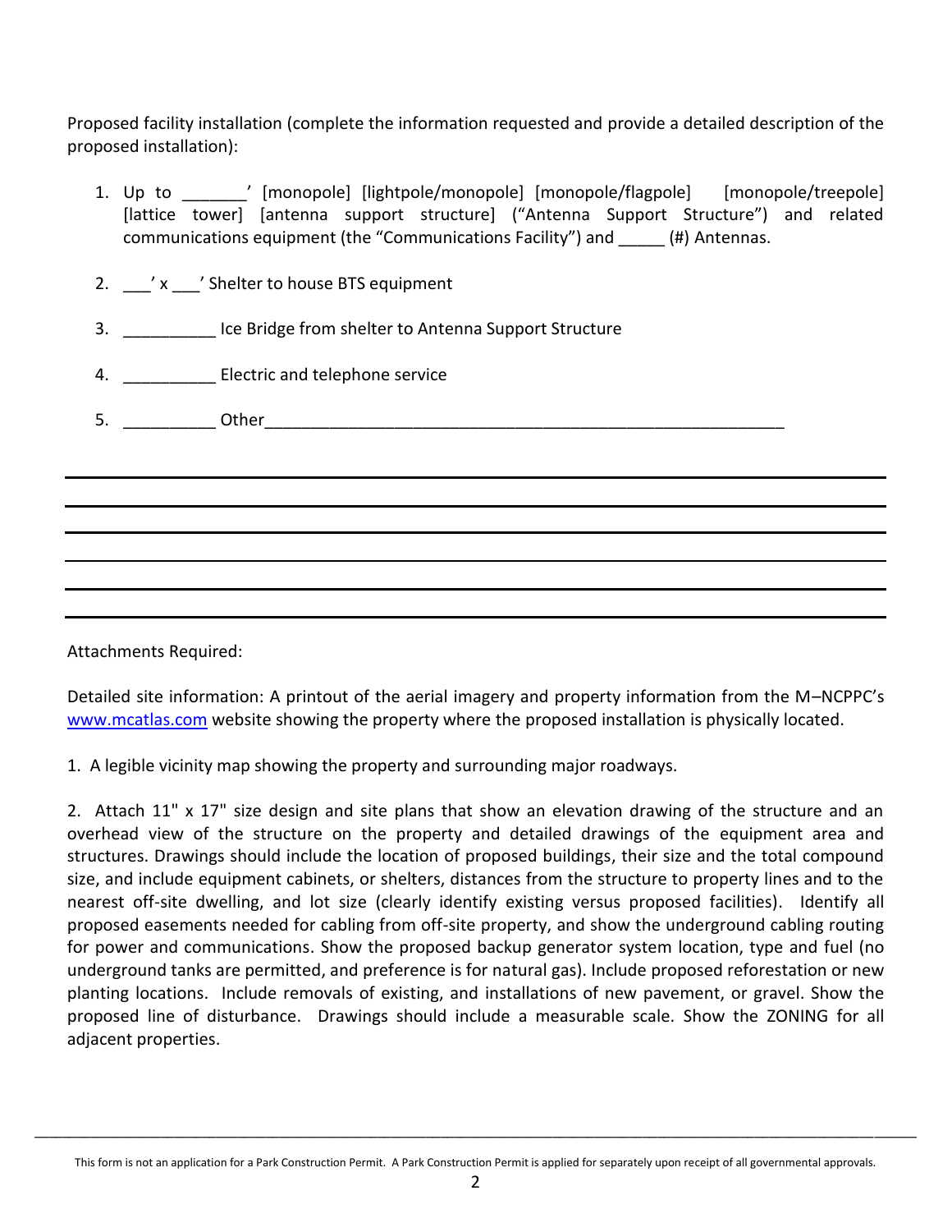Proposed facility installation (complete the information requested and provide a detailed description of the proposed installation):

1. Up to _______' [monopole] [lightpole/monopole] [monopole/flagpole] [monopole/treepole] [lattice tower] [antenna support structure] ("Antenna Support Structure") and related communications equipment (the "Communications Facility") and _____ (#) Antennas.

2. ___' x ___' Shelter to house BTS equipment

3. __________ Ice Bridge from shelter to Antenna Support Structure

4. __________ Electric and telephone service

5. __________ Other___________________________________________________________

______________________________________________________________________________

______________________________________________________________________________

______________________________________________________________________________

______________________________________________________________________________

______________________________________________________________________________

______________________________________________________________________________

Attachments Required:

Detailed site information: A printout of the aerial imagery and property information from the M–NCPPC's www.mcatlas.com website showing the property where the proposed installation is physically located.

1. A legible vicinity map showing the property and surrounding major roadways.

2. Attach 11" x 17" size design and site plans that show an elevation drawing of the structure and an overhead view of the structure on the property and detailed drawings of the equipment area and structures. Drawings should include the location of proposed buildings, their size and the total compound size, and include equipment cabinets, or shelters, distances from the structure to property lines and to the nearest off-site dwelling, and lot size (clearly identify existing versus proposed facilities). Identify all proposed easements needed for cabling from off-site property, and show the underground cabling routing for power and communications. Show the proposed backup generator system location, type and fuel (no underground tanks are permitted, and preference is for natural gas). Include proposed reforestation or new planting locations. Include removals of existing, and installations of new pavement, or gravel. Show the proposed line of disturbance. Drawings should include a measurable scale. Show the ZONING for all adjacent properties.

This form is not an application for a Park Construction Permit. A Park Construction Permit is applied for separately upon receipt of all governmental approvals.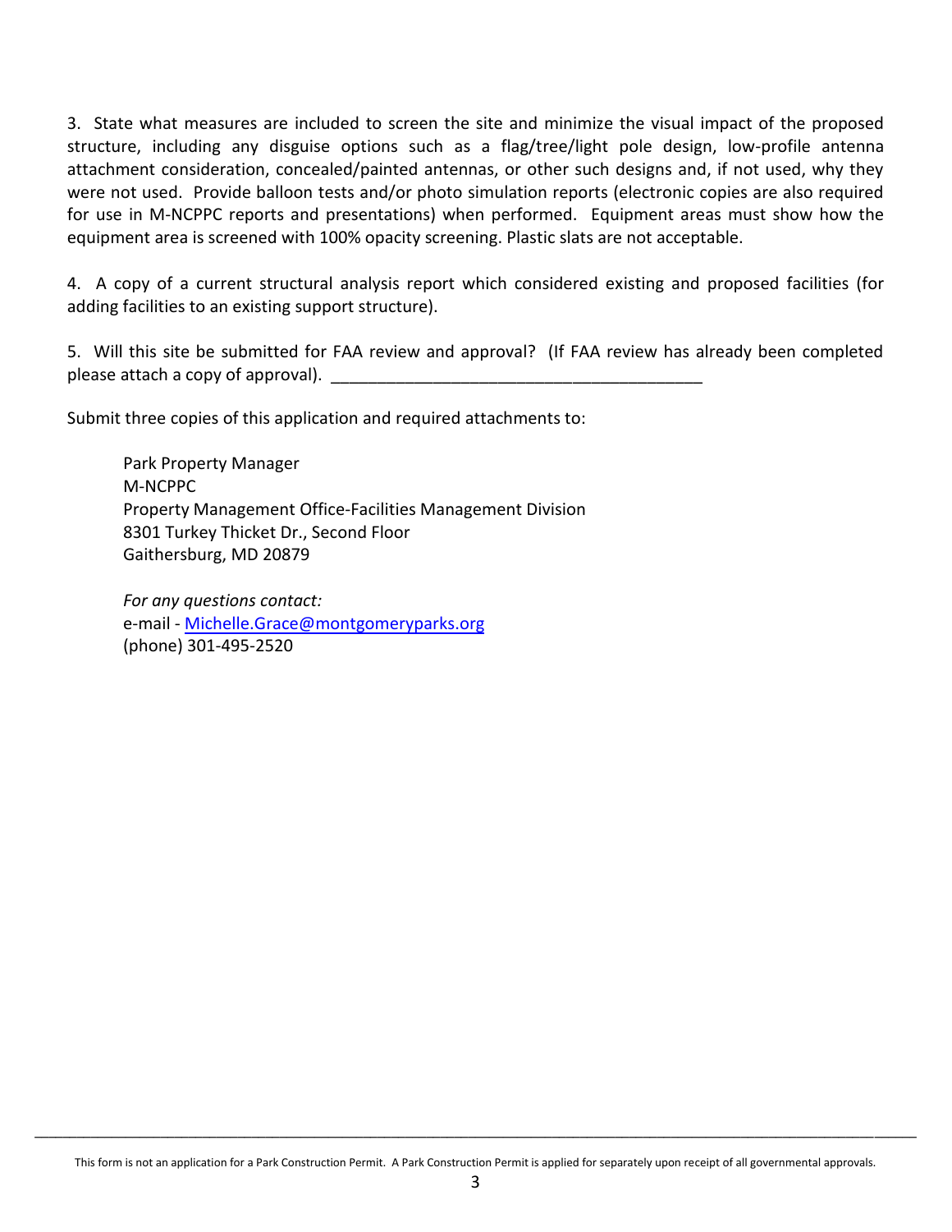3. State what measures are included to screen the site and minimize the visual impact of the proposed structure, including any disguise options such as a flag/tree/light pole design, low-profile antenna attachment consideration, concealed/painted antennas, or other such designs and, if not used, why they were not used. Provide balloon tests and/or photo simulation reports (electronic copies are also required for use in M-NCPPC reports and presentations) when performed. Equipment areas must show how the equipment area is screened with 100% opacity screening. Plastic slats are not acceptable.

4. A copy of a current structural analysis report which considered existing and proposed facilities (for adding facilities to an existing support structure).

5. Will this site be submitted for FAA review and approval? (If FAA review has already been completed please attach a copy of approval). ________________________________________

Submit three copies of this application and required attachments to:

Park Property Manager
M-NCPPC
Property Management Office-Facilities Management Division
8301 Turkey Thicket Dr., Second Floor
Gaithersburg, MD 20879

*For any questions contact:*
e-mail - [Michelle.Grace@montgomeryparks.org](mailto:Michelle.Grace@montgomeryparks.org)
(phone) 301-495-2520

This form is not an application for a Park Construction Permit. A Park Construction Permit is applied for separately upon receipt of all governmental approvals.